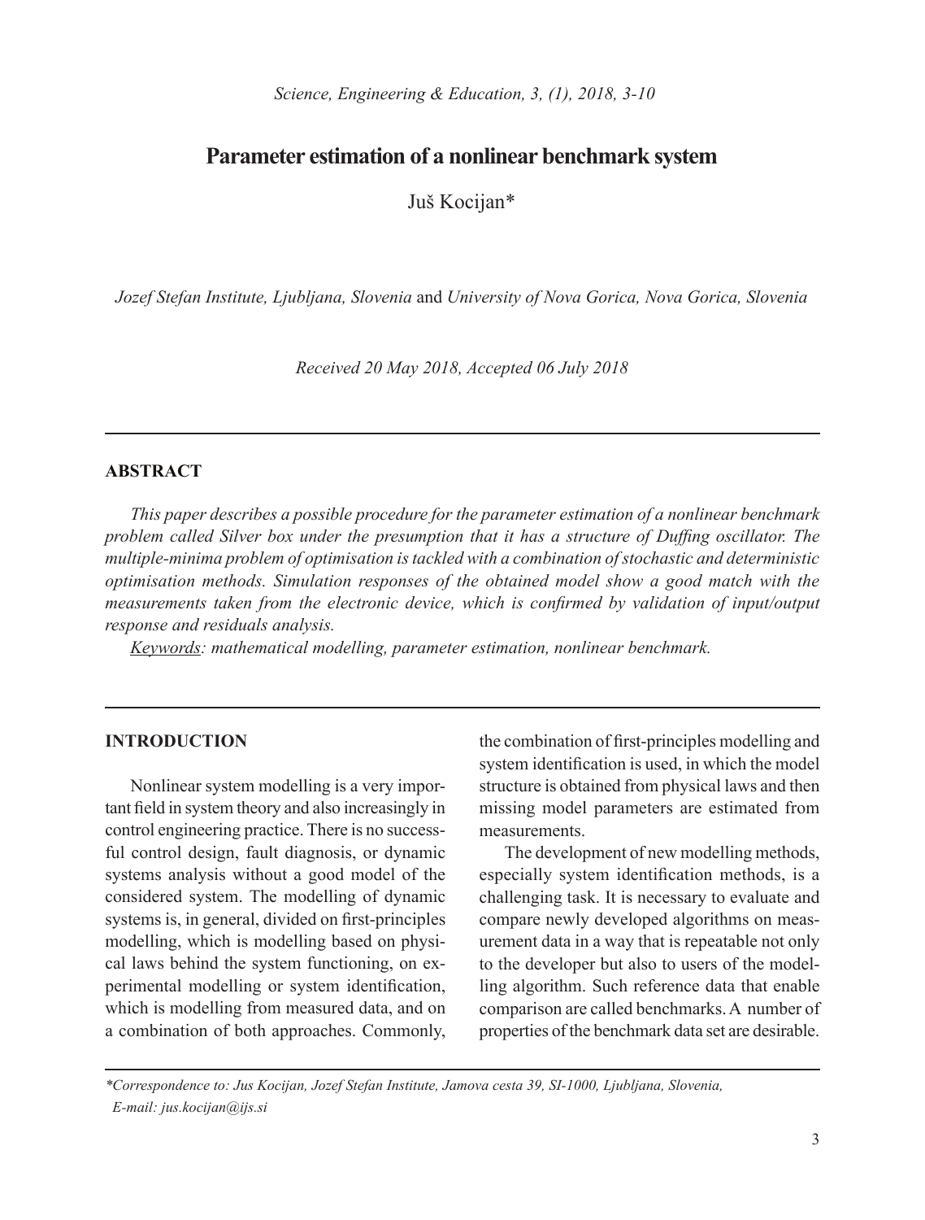# Parameter estimation of a nonlinear benchmark system

Juš Kocijan*

*Jozef Stefan Institute, Ljubljana, Slovenia* and *University of Nova Gorica, Nova Gorica, Slovenia*

*Received 20 May 2018, Accepted 06 July 2018*

---

## ABSTRACT

*This paper describes a possible procedure for the parameter estimation of a nonlinear benchmark problem called Silver box under the presumption that it has a structure of Duffing oscillator. The multiple-minima problem of optimisation is tackled with a combination of stochastic and deterministic optimisation methods. Simulation responses of the obtained model show a good match with the measurements taken from the electronic device, which is confirmed by validation of input/output response and residuals analysis.*

*Keywords: mathematical modelling, parameter estimation, nonlinear benchmark.*

---

## INTRODUCTION

Nonlinear system modelling is a very important field in system theory and also increasingly in control engineering practice. There is no successful control design, fault diagnosis, or dynamic systems analysis without a good model of the considered system. The modelling of dynamic systems is, in general, divided on first-principles modelling, which is modelling based on physical laws behind the system functioning, on experimental modelling or system identification, which is modelling from measured data, and on a combination of both approaches. Commonly, the combination of first-principles modelling and system identification is used, in which the model structure is obtained from physical laws and then missing model parameters are estimated from measurements.

The development of new modelling methods, especially system identification methods, is a challenging task. It is necessary to evaluate and compare newly developed algorithms on measurement data in a way that is repeatable not only to the developer but also to users of the modelling algorithm. Such reference data that enable comparison are called benchmarks. A number of properties of the benchmark data set are desirable.

---

*\*Correspondence to: Jus Kocijan, Jozef Stefan Institute, Jamova cesta 39, SI-1000, Ljubljana, Slovenia, E-mail: jus.kocijan@ijs.si*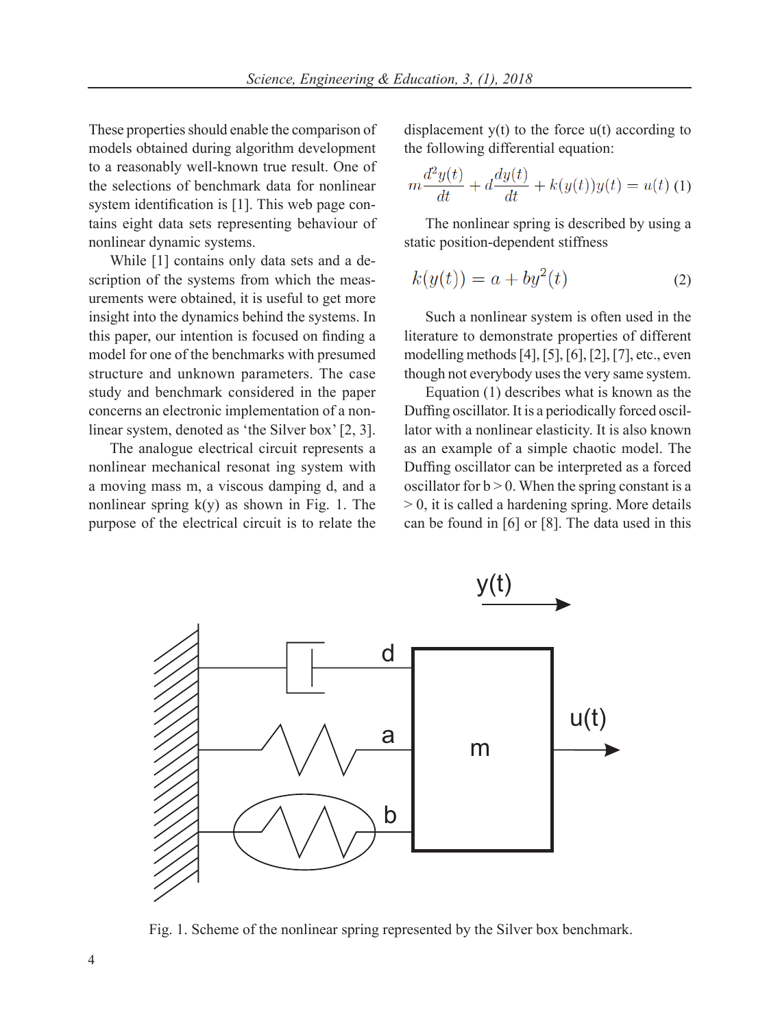These properties should enable the comparison of models obtained during algorithm development to a reasonably well-known true result. One of the selections of benchmark data for nonlinear system identification is [1]. This web page contains eight data sets representing behaviour of nonlinear dynamic systems.

While [1] contains only data sets and a description of the systems from which the measurements were obtained, it is useful to get more insight into the dynamics behind the systems. In this paper, our intention is focused on finding a model for one of the benchmarks with presumed structure and unknown parameters. The case study and benchmark considered in the paper concerns an electronic implementation of a nonlinear system, denoted as 'the Silver box' [2, 3].

The analogue electrical circuit represents a nonlinear mechanical resonat ing system with a moving mass m, a viscous damping d, and a nonlinear spring k(y) as shown in Fig. 1. The purpose of the electrical circuit is to relate the displacement y(t) to the force u(t) according to the following differential equation:

$$m\frac{d^2y(t)}{dt} + d\frac{dy(t)}{dt} + k(y(t))y(t) = u(t) \quad (1)$$

The nonlinear spring is described by using a static position-dependent stiffness

$$k(y(t)) = a + by^2(t) \quad (2)$$

Such a nonlinear system is often used in the literature to demonstrate properties of different modelling methods [4], [5], [6], [2], [7], etc., even though not everybody uses the very same system.

Equation (1) describes what is known as the Duffing oscillator. It is a periodically forced oscillator with a nonlinear elasticity. It is also known as an example of a simple chaotic model. The Duffing oscillator can be interpreted as a forced oscillator for $b > 0$. When the spring constant is a $> 0$, it is called a hardening spring. More details can be found in [6] or [8]. The data used in this

Fig. 1. Scheme of the nonlinear spring represented by the Silver box benchmark.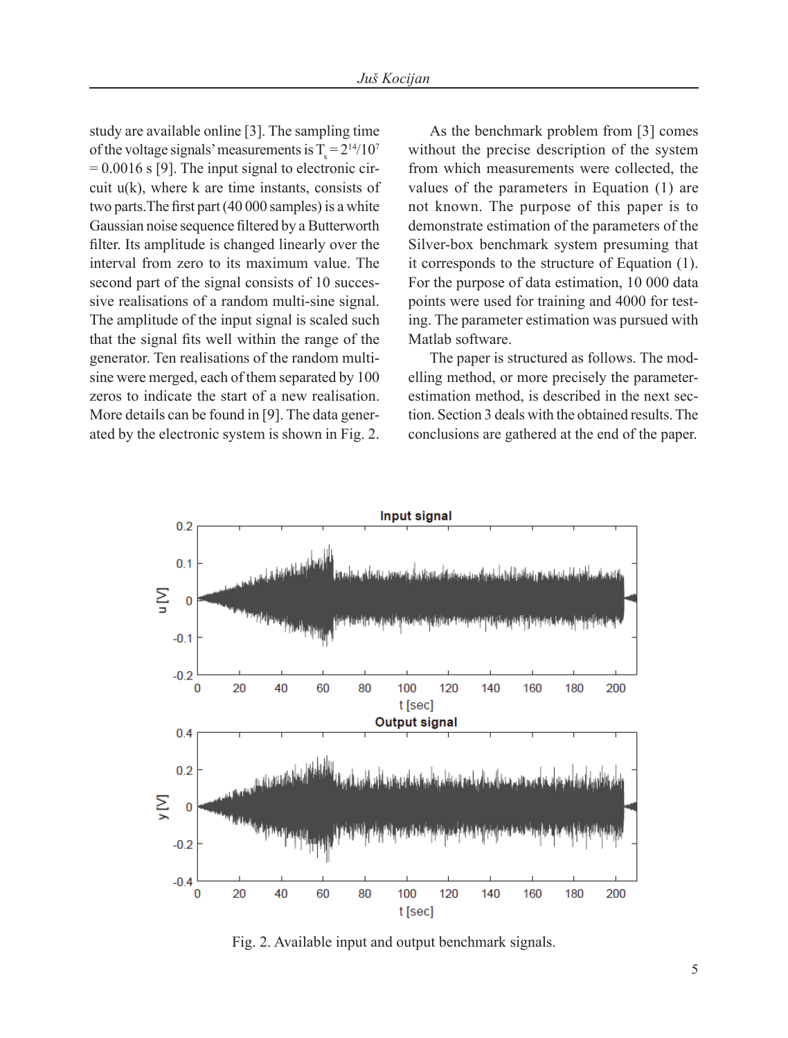study are available online [3]. The sampling time of the voltage signals' measurements is $T_s = 2^{14}/10^7 = 0.0016$ s [9]. The input signal to electronic circuit u(k), where k are time instants, consists of two parts. The first part (40 000 samples) is a white Gaussian noise sequence filtered by a Butterworth filter. Its amplitude is changed linearly over the interval from zero to its maximum value. The second part of the signal consists of 10 successive realisations of a random multi-sine signal. The amplitude of the input signal is scaled such that the signal fits well within the range of the generator. Ten realisations of the random multi-sine were merged, each of them separated by 100 zeros to indicate the start of a new realisation. More details can be found in [9]. The data generated by the electronic system is shown in Fig. 2.

As the benchmark problem from [3] comes without the precise description of the system from which measurements were collected, the values of the parameters in Equation (1) are not known. The purpose of this paper is to demonstrate estimation of the parameters of the Silver-box benchmark system presuming that it corresponds to the structure of Equation (1). For the purpose of data estimation, 10 000 data points were used for training and 4000 for testing. The parameter estimation was pursued with Matlab software.

The paper is structured as follows. The modelling method, or more precisely the parameter-estimation method, is described in the next section. Section 3 deals with the obtained results. The conclusions are gathered at the end of the paper.

Fig. 2. Available input and output benchmark signals.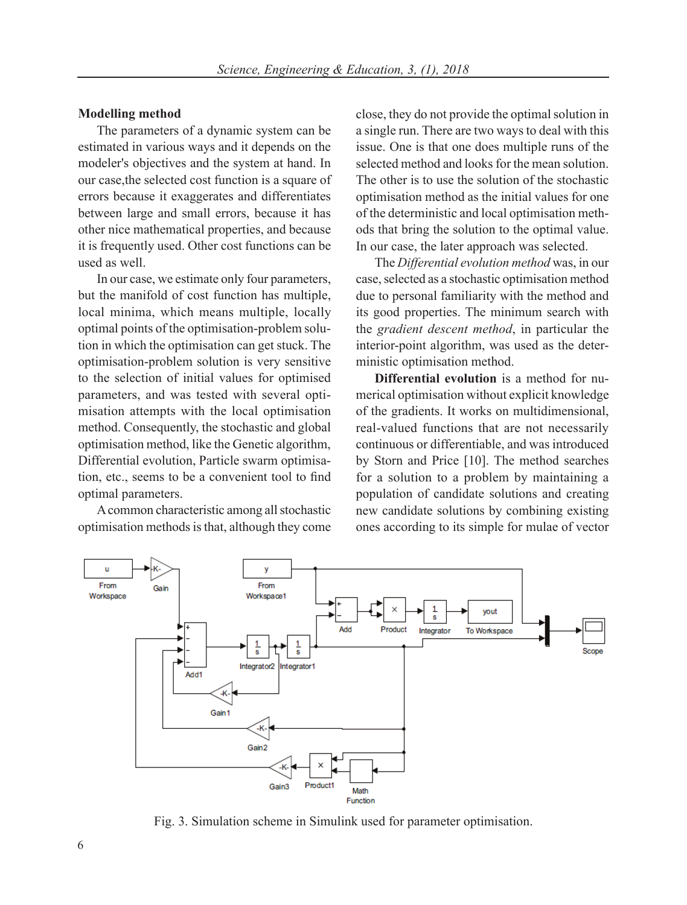**Modelling method**

The parameters of a dynamic system can be estimated in various ways and it depends on the modeler's objectives and the system at hand. In our case,the selected cost function is a square of errors because it exaggerates and differentiates between large and small errors, because it has other nice mathematical properties, and because it is frequently used. Other cost functions can be used as well.

In our case, we estimate only four parameters, but the manifold of cost function has multiple, local minima, which means multiple, locally optimal points of the optimisation-problem solution in which the optimisation can get stuck. The optimisation-problem solution is very sensitive to the selection of initial values for optimised parameters, and was tested with several optimisation attempts with the local optimisation method. Consequently, the stochastic and global optimisation method, like the Genetic algorithm, Differential evolution, Particle swarm optimisation, etc., seems to be a convenient tool to find optimal parameters.

A common characteristic among all stochastic optimisation methods is that, although they come close, they do not provide the optimal solution in a single run. There are two ways to deal with this issue. One is that one does multiple runs of the selected method and looks for the mean solution. The other is to use the solution of the stochastic optimisation method as the initial values for one of the deterministic and local optimisation methods that bring the solution to the optimal value. In our case, the later approach was selected.

The *Differential evolution method* was, in our case, selected as a stochastic optimisation method due to personal familiarity with the method and its good properties. The minimum search with the *gradient descent method*, in particular the interior-point algorithm, was used as the deterministic optimisation method.

**Differential evolution** is a method for numerical optimisation without explicit knowledge of the gradients. It works on multidimensional, real-valued functions that are not necessarily continuous or differentiable, and was introduced by Storn and Price [10]. The method searches for a solution to a problem by maintaining a population of candidate solutions and creating new candidate solutions by combining existing ones according to its simple for mulae of vector

Fig. 3. Simulation scheme in Simulink used for parameter optimisation.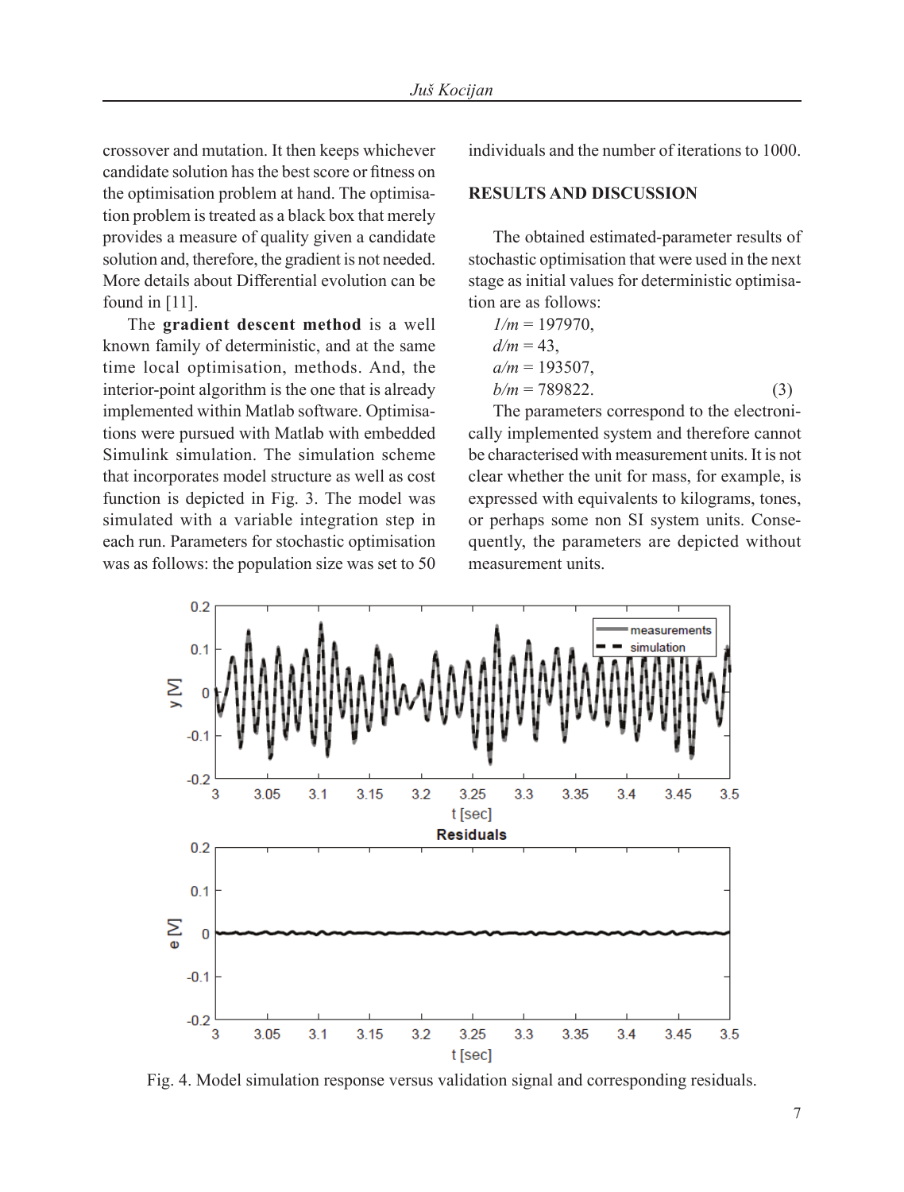crossover and mutation. It then keeps whichever candidate solution has the best score or fitness on the optimisation problem at hand. The optimisation problem is treated as a black box that merely provides a measure of quality given a candidate solution and, therefore, the gradient is not needed. More details about Differential evolution can be found in [11].

The **gradient descent method** is a well known family of deterministic, and at the same time local optimisation, methods. And, the interior-point algorithm is the one that is already implemented within Matlab software. Optimisations were pursued with Matlab with embedded Simulink simulation. The simulation scheme that incorporates model structure as well as cost function is depicted in Fig. 3. The model was simulated with a variable integration step in each run. Parameters for stochastic optimisation was as follows: the population size was set to 50 individuals and the number of iterations to 1000.

## RESULTS AND DISCUSSION

The obtained estimated-parameter results of stochastic optimisation that were used in the next stage as initial values for deterministic optimisation are as follows:

$$
\begin{aligned}
1/m &= 197970, \\
d/m &= 43, \\
a/m &= 193507, \\
b/m &= 789822.
\end{aligned}
\tag{3}
$$

The parameters correspond to the electronically implemented system and therefore cannot be characterised with measurement units. It is not clear whether the unit for mass, for example, is expressed with equivalents to kilograms, tones, or perhaps some non SI system units. Consequently, the parameters are depicted without measurement units.

Fig. 4. Model simulation response versus validation signal and corresponding residuals.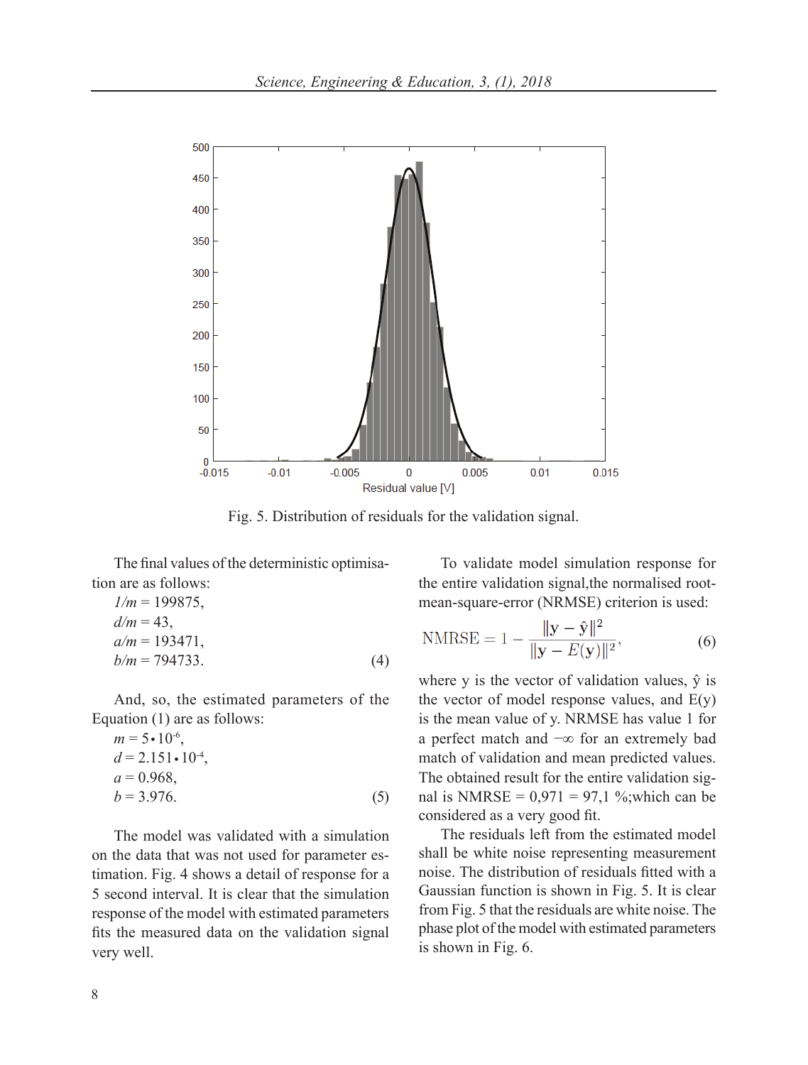Fig. 5. Distribution of residuals for the validation signal.

The final values of the deterministic optimisation are as follows:

$1/m = 199875$,
$d/m = 43$,
$a/m = 193471$,
$b/m = 794733$. (4)

And, so, the estimated parameters of the Equation (1) are as follows:

$m = 5 \cdot 10^{-6}$,
$d = 2.151 \cdot 10^{-4}$,
$a = 0.968$,
$b = 3.976$. (5)

The model was validated with a simulation on the data that was not used for parameter estimation. Fig. 4 shows a detail of response for a 5 second interval. It is clear that the simulation response of the model with estimated parameters fits the measured data on the validation signal very well.

To validate model simulation response for the entire validation signal,the normalised root-mean-square-error (NRMSE) criterion is used:

$$\mathrm{NMRSE} = 1 - \frac{\|\mathbf{y} - \hat{\mathbf{y}}\|^2}{\|\mathbf{y} - E(\mathbf{y})\|^2}, \tag{6}$$

where y is the vector of validation values, ŷ is the vector of model response values, and E(y) is the mean value of y. NRMSE has value 1 for a perfect match and $-\infty$ for an extremely bad match of validation and mean predicted values. The obtained result for the entire validation signal is NMRSE = 0,971 = 97,1 %;which can be considered as a very good fit.

The residuals left from the estimated model shall be white noise representing measurement noise. The distribution of residuals fitted with a Gaussian function is shown in Fig. 5. It is clear from Fig. 5 that the residuals are white noise. The phase plot of the model with estimated parameters is shown in Fig. 6.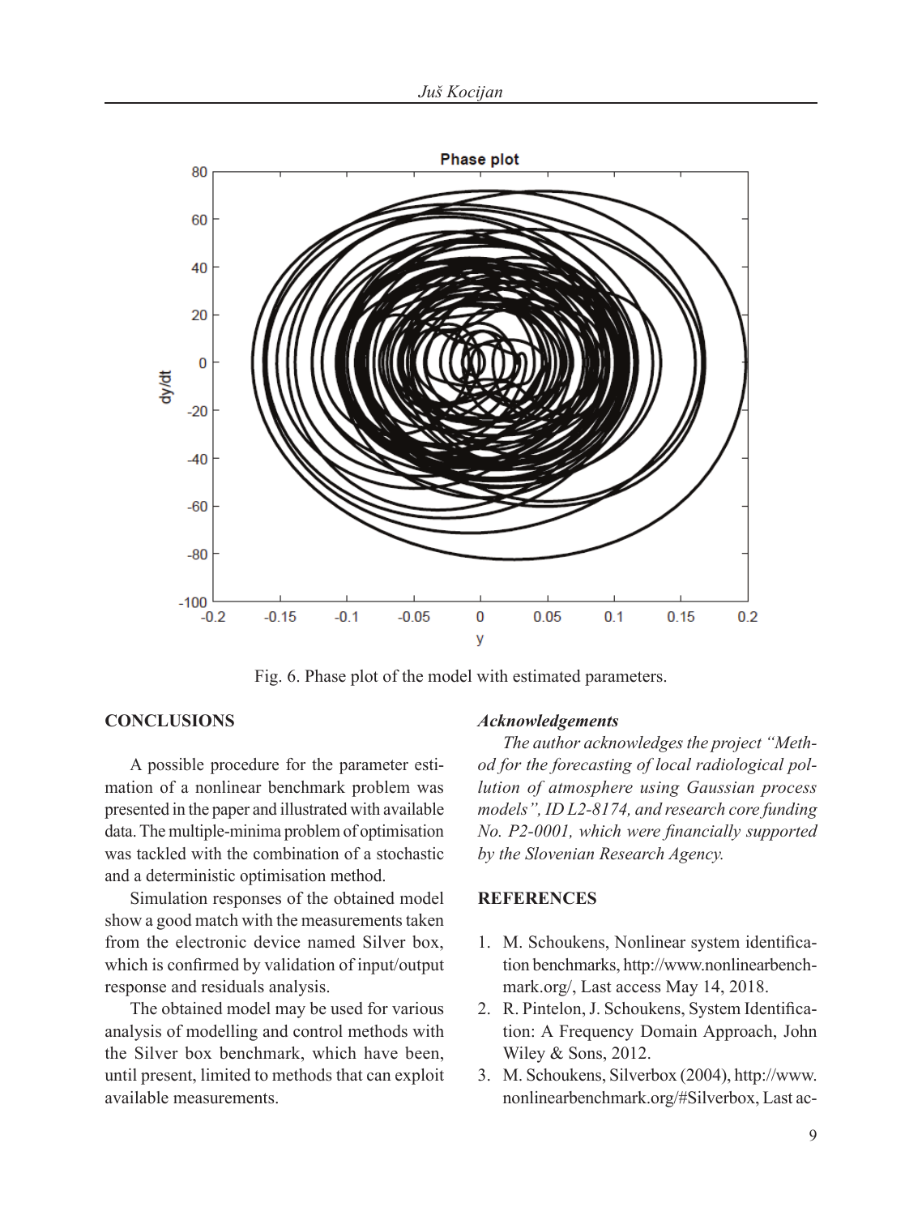Fig. 6. Phase plot of the model with estimated parameters.

## CONCLUSIONS

A possible procedure for the parameter estimation of a nonlinear benchmark problem was presented in the paper and illustrated with available data. The multiple-minima problem of optimisation was tackled with the combination of a stochastic and a deterministic optimisation method.

Simulation responses of the obtained model show a good match with the measurements taken from the electronic device named Silver box, which is confirmed by validation of input/output response and residuals analysis.

The obtained model may be used for various analysis of modelling and control methods with the Silver box benchmark, which have been, until present, limited to methods that can exploit available measurements.

### *Acknowledgements*

*The author acknowledges the project "Method for the forecasting of local radiological pollution of atmosphere using Gaussian process models", ID L2-8174, and research core funding No. P2-0001, which were financially supported by the Slovenian Research Agency.*

## REFERENCES

1. M. Schoukens, Nonlinear system identification benchmarks, http://www.nonlinearbenchmark.org/, Last access May 14, 2018.
2. R. Pintelon, J. Schoukens, System Identification: A Frequency Domain Approach, John Wiley & Sons, 2012.
3. M. Schoukens, Silverbox (2004), http://www.nonlinearbenchmark.org/#Silverbox, Last ac-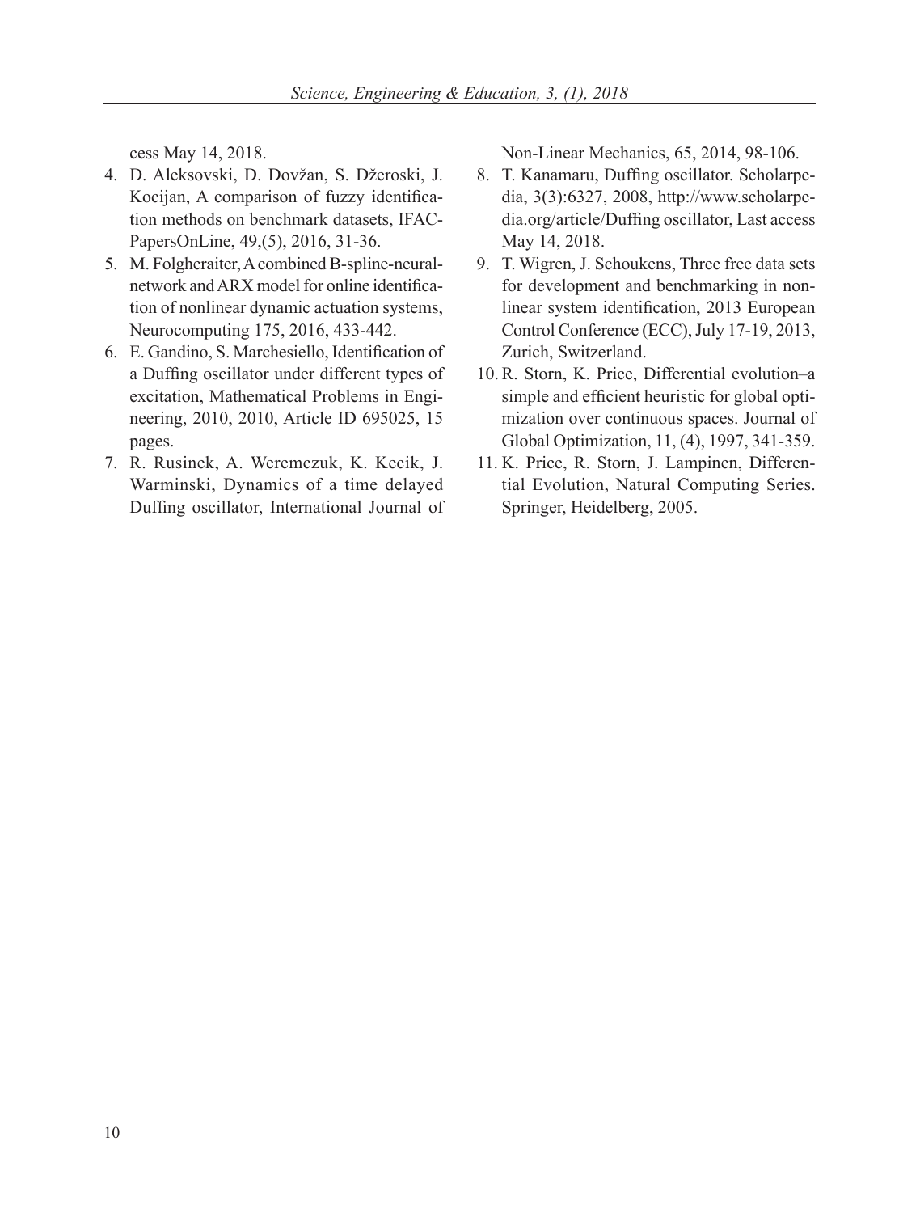cess May 14, 2018.

4. D. Aleksovski, D. Dovžan, S. Džeroski, J. Kocijan, A comparison of fuzzy identification methods on benchmark datasets, IFAC-PapersOnLine, 49,(5), 2016, 31-36.
5. M. Folgheraiter, A combined B-spline-neural-network and ARX model for online identification of nonlinear dynamic actuation systems, Neurocomputing 175, 2016, 433-442.
6. E. Gandino, S. Marchesiello, Identification of a Duffing oscillator under different types of excitation, Mathematical Problems in Engineering, 2010, 2010, Article ID 695025, 15 pages.
7. R. Rusinek, A. Weremczuk, K. Kecik, J. Warminski, Dynamics of a time delayed Duffing oscillator, International Journal of Non-Linear Mechanics, 65, 2014, 98-106.
8. T. Kanamaru, Duffing oscillator. Scholarpedia, 3(3):6327, 2008, http://www.scholarpedia.org/article/Duffing oscillator, Last access May 14, 2018.
9. T. Wigren, J. Schoukens, Three free data sets for development and benchmarking in nonlinear system identification, 2013 European Control Conference (ECC), July 17-19, 2013, Zurich, Switzerland.
10. R. Storn, K. Price, Differential evolution–a simple and efficient heuristic for global optimization over continuous spaces. Journal of Global Optimization, 11, (4), 1997, 341-359.
11. K. Price, R. Storn, J. Lampinen, Differential Evolution, Natural Computing Series. Springer, Heidelberg, 2005.